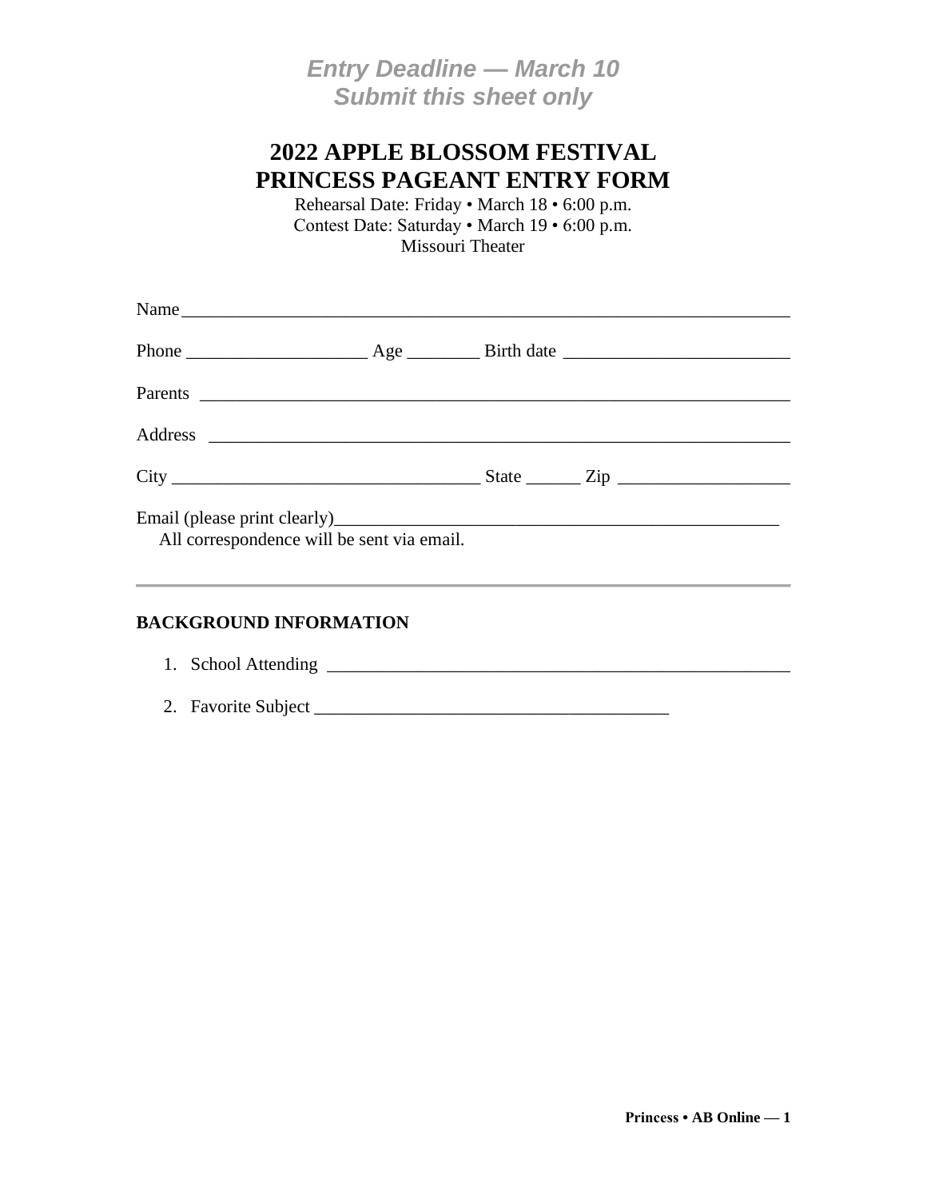***Entry Deadline — March 10***
***Submit this sheet only***

# 2022 APPLE BLOSSOM FESTIVAL
# PRINCESS PAGEANT ENTRY FORM

Rehearsal Date: Friday • March 18 • 6:00 p.m.
Contest Date: Saturday • March 19 • 6:00 p.m.
Missouri Theater

Name_____________________________________________________________________

Phone ____________________ Age ________ Birth date _________________________

Parents ___________________________________________________________________

Address __________________________________________________________________

City ___________________________________ State ______ Zip ___________________

Email (please print clearly)_____________________________________________________
All correspondence will be sent via email.

---

**BACKGROUND INFORMATION**

1. School Attending _____________________________________________________
2. Favorite Subject ________________________________________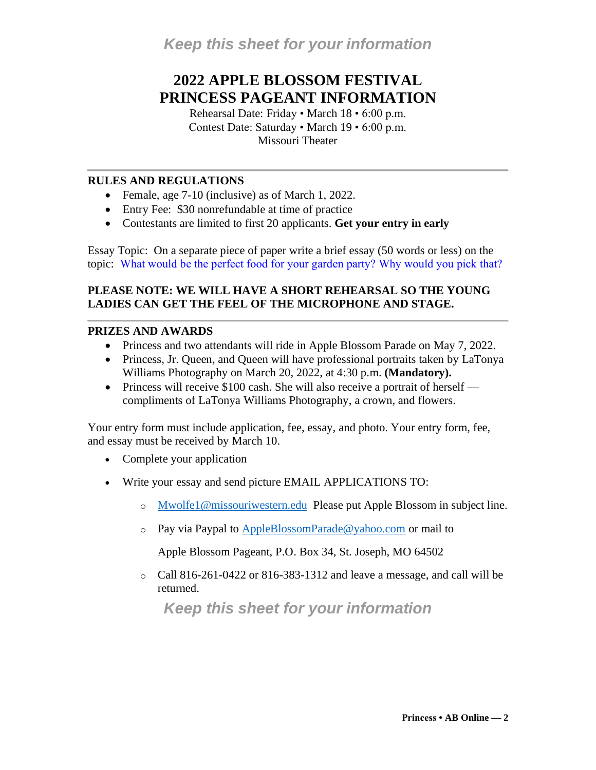*Keep this sheet for your information*

# 2022 APPLE BLOSSOM FESTIVAL PRINCESS PAGEANT INFORMATION

Rehearsal Date: Friday • March 18 • 6:00 p.m.
Contest Date: Saturday • March 19 • 6:00 p.m.
Missouri Theater

---

### RULES AND REGULATIONS

- Female, age 7-10 (inclusive) as of March 1, 2022.
- Entry Fee: $30 nonrefundable at time of practice
- Contestants are limited to first 20 applicants. **Get your entry in early**

Essay Topic: On a separate piece of paper write a brief essay (50 words or less) on the topic: What would be the perfect food for your garden party? Why would you pick that?

**PLEASE NOTE: WE WILL HAVE A SHORT REHEARSAL SO THE YOUNG LADIES CAN GET THE FEEL OF THE MICROPHONE AND STAGE.**

---

### PRIZES AND AWARDS

- Princess and two attendants will ride in Apple Blossom Parade on May 7, 2022.
- Princess, Jr. Queen, and Queen will have professional portraits taken by LaTonya Williams Photography on March 20, 2022, at 4:30 p.m. **(Mandatory).**
- Princess will receive $100 cash. She will also receive a portrait of herself — compliments of LaTonya Williams Photography, a crown, and flowers.

Your entry form must include application, fee, essay, and photo. Your entry form, fee, and essay must be received by March 10.

- Complete your application
- Write your essay and send picture EMAIL APPLICATIONS TO:
  - Mwolfe1@missouriwestern.edu Please put Apple Blossom in subject line.
  - Pay via Paypal to AppleBlossomParade@yahoo.com or mail to

    Apple Blossom Pageant, P.O. Box 34, St. Joseph, MO 64502
  - Call 816-261-0422 or 816-383-1312 and leave a message, and call will be returned.

*Keep this sheet for your information*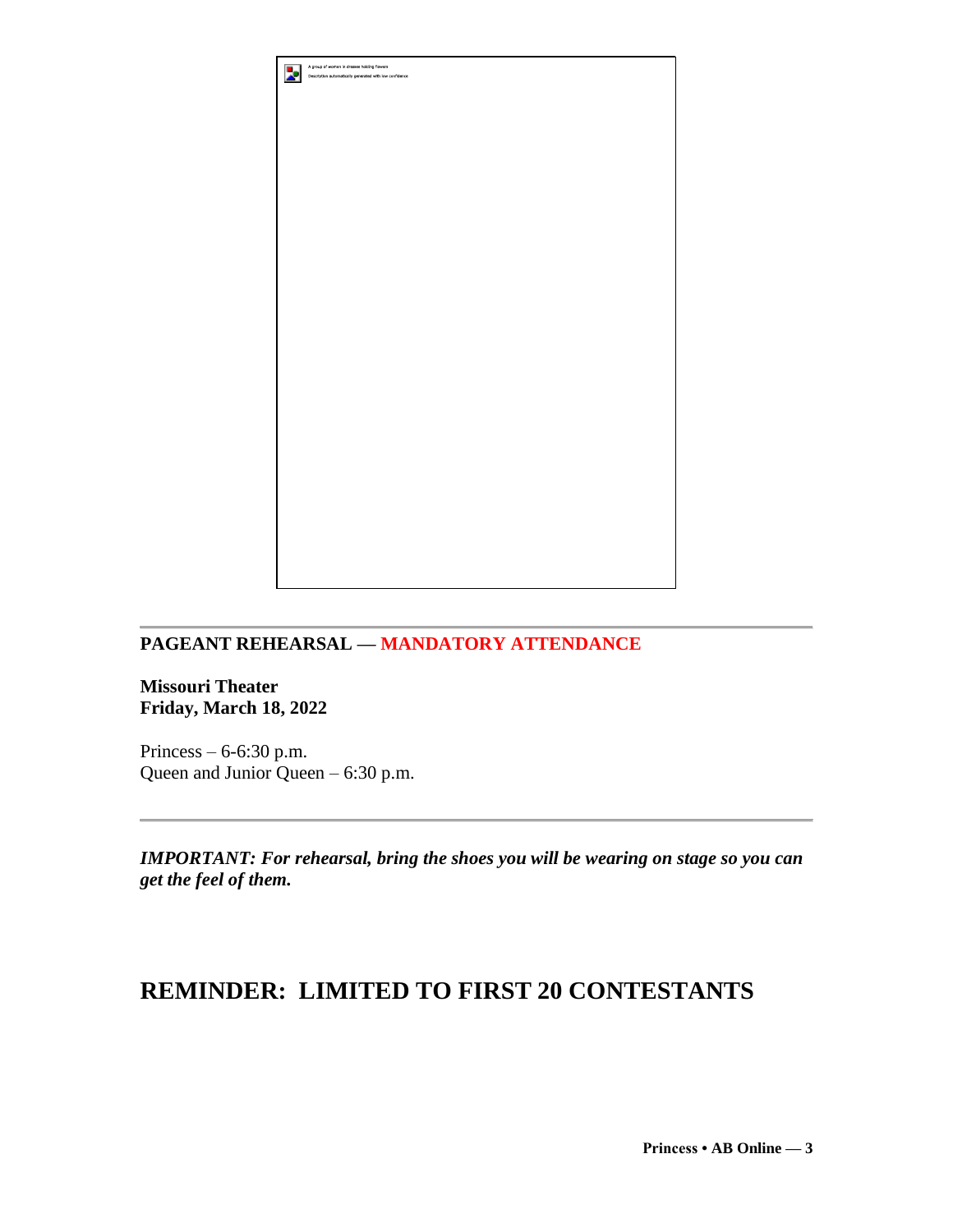## PAGEANT REHEARSAL — MANDATORY ATTENDANCE

**Missouri Theater**
**Friday, March 18, 2022**

Princess – 6-6:30 p.m.
Queen and Junior Queen – 6:30 p.m.

---

***IMPORTANT: For rehearsal, bring the shoes you will be wearing on stage so you can get the feel of them.***

# REMINDER: LIMITED TO FIRST 20 CONTESTANTS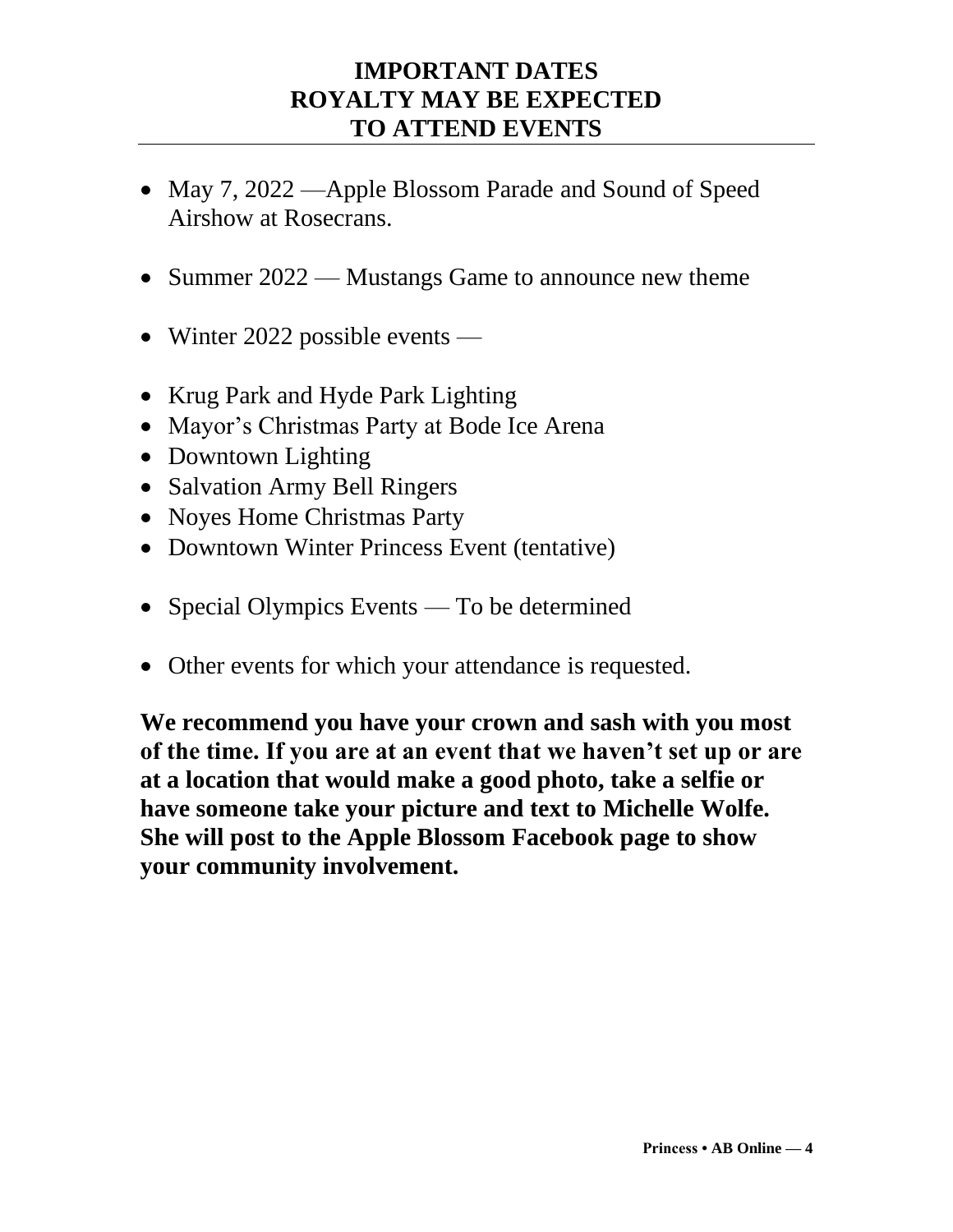# IMPORTANT DATES ROYALTY MAY BE EXPECTED TO ATTEND EVENTS

- May 7, 2022 —Apple Blossom Parade and Sound of Speed Airshow at Rosecrans.

- Summer 2022 — Mustangs Game to announce new theme

- Winter 2022 possible events —

- Krug Park and Hyde Park Lighting
- Mayor's Christmas Party at Bode Ice Arena
- Downtown Lighting
- Salvation Army Bell Ringers
- Noyes Home Christmas Party
- Downtown Winter Princess Event (tentative)

- Special Olympics Events — To be determined

- Other events for which your attendance is requested.

**We recommend you have your crown and sash with you most of the time. If you are at an event that we haven't set up or are at a location that would make a good photo, take a selfie or have someone take your picture and text to Michelle Wolfe. She will post to the Apple Blossom Facebook page to show your community involvement.**